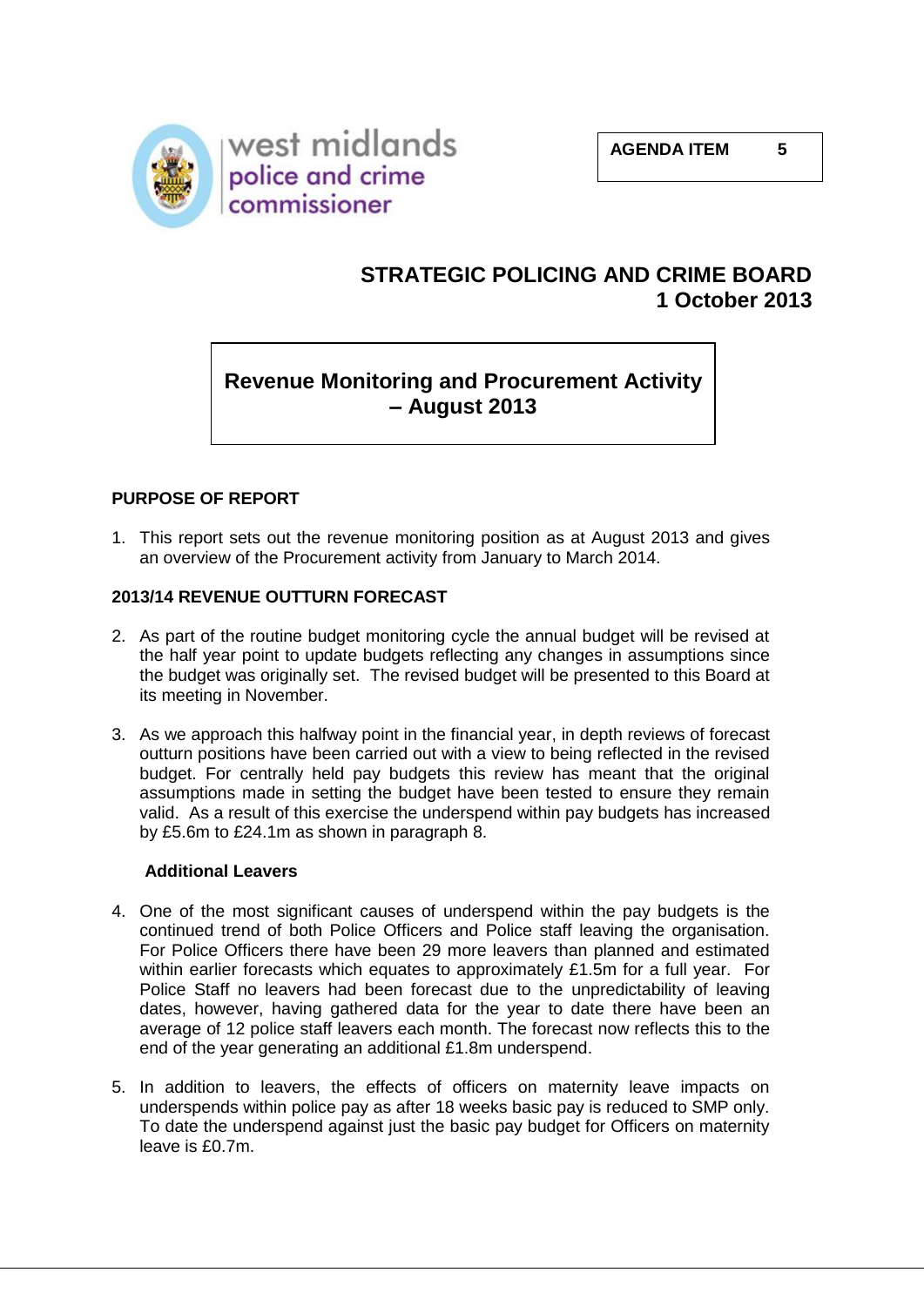west midlands police and crime commissioner

**AGENDA ITEM 5**

# STRATEGIC POLICING AND CRIME BOARD
## 1 October 2013

## Revenue Monitoring and Procurement Activity – August 2013

### PURPOSE OF REPORT

1. This report sets out the revenue monitoring position as at August 2013 and gives an overview of the Procurement activity from January to March 2014.

### 2013/14 REVENUE OUTTURN FORECAST

2. As part of the routine budget monitoring cycle the annual budget will be revised at the half year point to update budgets reflecting any changes in assumptions since the budget was originally set. The revised budget will be presented to this Board at its meeting in November.

3. As we approach this halfway point in the financial year, in depth reviews of forecast outturn positions have been carried out with a view to being reflected in the revised budget. For centrally held pay budgets this review has meant that the original assumptions made in setting the budget have been tested to ensure they remain valid. As a result of this exercise the underspend within pay budgets has increased by £5.6m to £24.1m as shown in paragraph 8.

#### Additional Leavers

4. One of the most significant causes of underspend within the pay budgets is the continued trend of both Police Officers and Police staff leaving the organisation. For Police Officers there have been 29 more leavers than planned and estimated within earlier forecasts which equates to approximately £1.5m for a full year. For Police Staff no leavers had been forecast due to the unpredictability of leaving dates, however, having gathered data for the year to date there have been an average of 12 police staff leavers each month. The forecast now reflects this to the end of the year generating an additional £1.8m underspend.

5. In addition to leavers, the effects of officers on maternity leave impacts on underspends within police pay as after 18 weeks basic pay is reduced to SMP only. To date the underspend against just the basic pay budget for Officers on maternity leave is £0.7m.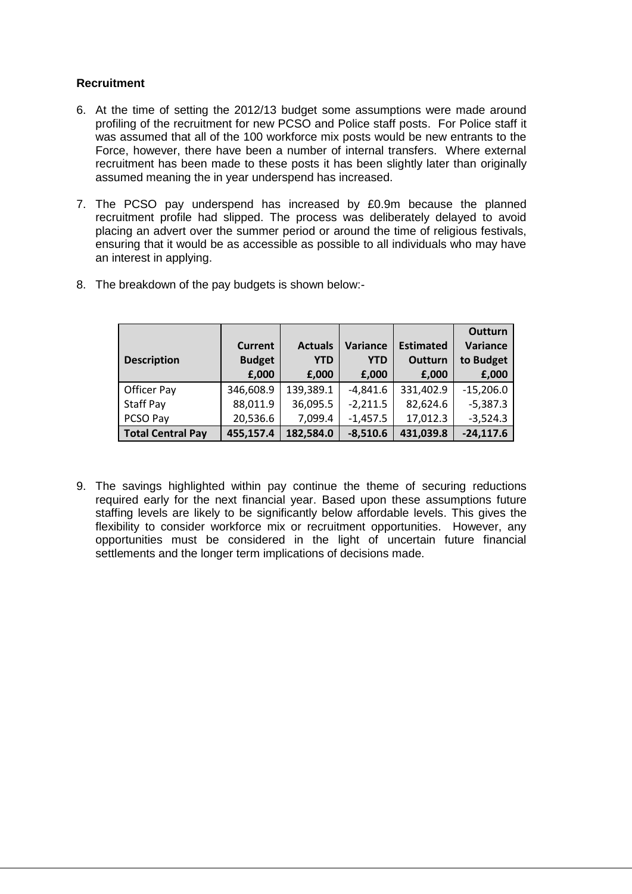**Recruitment**

6. At the time of setting the 2012/13 budget some assumptions were made around profiling of the recruitment for new PCSO and Police staff posts. For Police staff it was assumed that all of the 100 workforce mix posts would be new entrants to the Force, however, there have been a number of internal transfers. Where external recruitment has been made to these posts it has been slightly later than originally assumed meaning the in year underspend has increased.

7. The PCSO pay underspend has increased by £0.9m because the planned recruitment profile had slipped. The process was deliberately delayed to avoid placing an advert over the summer period or around the time of religious festivals, ensuring that it would be as accessible as possible to all individuals who may have an interest in applying.

8. The breakdown of the pay budgets is shown below:-

| Description | Current Budget £,000 | Actuals YTD £,000 | Variance YTD £,000 | Estimated Outturn £,000 | Outturn Variance to Budget £,000 |
|---|---|---|---|---|---|
| Officer Pay | 346,608.9 | 139,389.1 | -4,841.6 | 331,402.9 | -15,206.0 |
| Staff Pay | 88,011.9 | 36,095.5 | -2,211.5 | 82,624.6 | -5,387.3 |
| PCSO Pay | 20,536.6 | 7,099.4 | -1,457.5 | 17,012.3 | -3,524.3 |
| **Total Central Pay** | **455,157.4** | **182,584.0** | **-8,510.6** | **431,039.8** | **-24,117.6** |

9. The savings highlighted within pay continue the theme of securing reductions required early for the next financial year. Based upon these assumptions future staffing levels are likely to be significantly below affordable levels. This gives the flexibility to consider workforce mix or recruitment opportunities. However, any opportunities must be considered in the light of uncertain future financial settlements and the longer term implications of decisions made.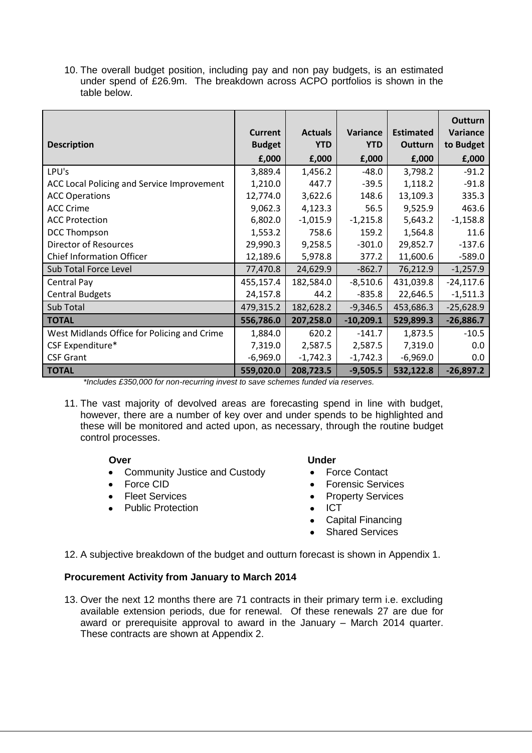10. The overall budget position, including pay and non pay budgets, is an estimated under spend of £26.9m. The breakdown across ACPO portfolios is shown in the table below.

| Description | Current Budget £,000 | Actuals YTD £,000 | Variance YTD £,000 | Estimated Outturn £,000 | Outturn Variance to Budget £,000 |
|---|---|---|---|---|---|
| LPU's | 3,889.4 | 1,456.2 | -48.0 | 3,798.2 | -91.2 |
| ACC Local Policing and Service Improvement | 1,210.0 | 447.7 | -39.5 | 1,118.2 | -91.8 |
| ACC Operations | 12,774.0 | 3,622.6 | 148.6 | 13,109.3 | 335.3 |
| ACC Crime | 9,062.3 | 4,123.3 | 56.5 | 9,525.9 | 463.6 |
| ACC Protection | 6,802.0 | -1,015.9 | -1,215.8 | 5,643.2 | -1,158.8 |
| DCC Thompson | 1,553.2 | 758.6 | 159.2 | 1,564.8 | 11.6 |
| Director of Resources | 29,990.3 | 9,258.5 | -301.0 | 29,852.7 | -137.6 |
| Chief Information Officer | 12,189.6 | 5,978.8 | 377.2 | 11,600.6 | -589.0 |
| Sub Total Force Level | 77,470.8 | 24,629.9 | -862.7 | 76,212.9 | -1,257.9 |
| Central Pay | 455,157.4 | 182,584.0 | -8,510.6 | 431,039.8 | -24,117.6 |
| Central Budgets | 24,157.8 | 44.2 | -835.8 | 22,646.5 | -1,511.3 |
| Sub Total | 479,315.2 | 182,628.2 | -9,346.5 | 453,686.3 | -25,628.9 |
| **TOTAL** | **556,786.0** | **207,258.0** | **-10,209.1** | **529,899.3** | **-26,886.7** |
| West Midlands Office for Policing and Crime | 1,884.0 | 620.2 | -141.7 | 1,873.5 | -10.5 |
| CSF Expenditure* | 7,319.0 | 2,587.5 | 2,587.5 | 7,319.0 | 0.0 |
| CSF Grant | -6,969.0 | -1,742.3 | -1,742.3 | -6,969.0 | 0.0 |
| **TOTAL** | **559,020.0** | **208,723.5** | **-9,505.5** | **532,122.8** | **-26,897.2** |

*\*Includes £350,000 for non-recurring invest to save schemes funded via reserves.*

11. The vast majority of devolved areas are forecasting spend in line with budget, however, there are a number of key over and under spends to be highlighted and these will be monitored and acted upon, as necessary, through the routine budget control processes.

**Over**

- Community Justice and Custody
- Force CID
- Fleet Services
- Public Protection

**Under**

- Force Contact
- Forensic Services
- Property Services
- ICT
- Capital Financing
- Shared Services

12. A subjective breakdown of the budget and outturn forecast is shown in Appendix 1.

**Procurement Activity from January to March 2014**

13. Over the next 12 months there are 71 contracts in their primary term i.e. excluding available extension periods, due for renewal. Of these renewals 27 are due for award or prerequisite approval to award in the January – March 2014 quarter. These contracts are shown at Appendix 2.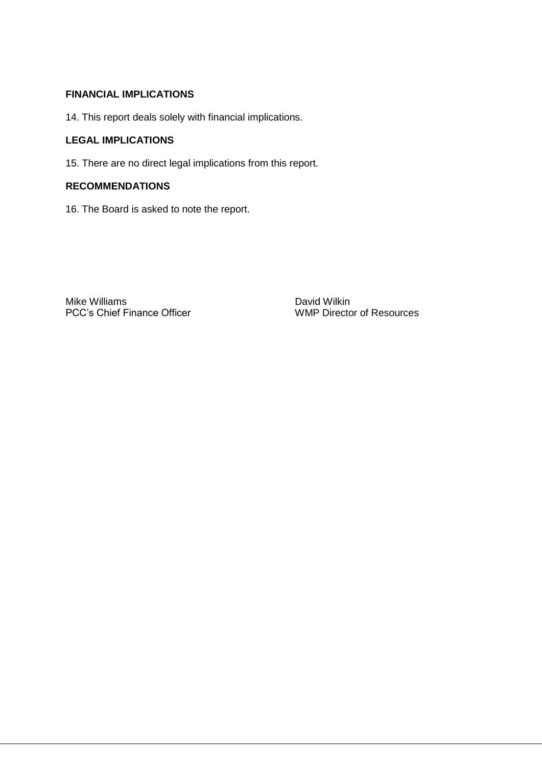## FINANCIAL IMPLICATIONS

14. This report deals solely with financial implications.

## LEGAL IMPLICATIONS

15. There are no direct legal implications from this report.

## RECOMMENDATIONS

16. The Board is asked to note the report.

Mike Williams
PCC's Chief Finance Officer

David Wilkin
WMP Director of Resources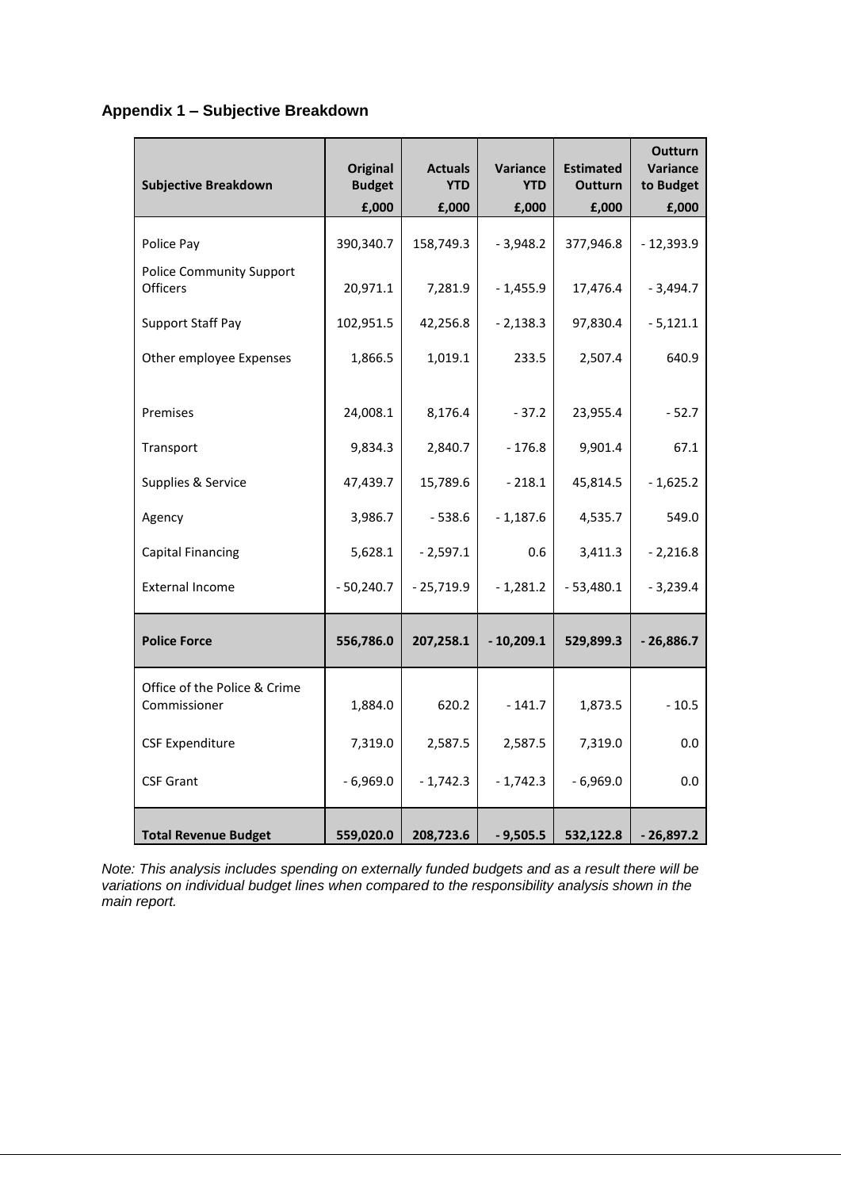### Appendix 1 – Subjective Breakdown

| Subjective Breakdown | Original Budget £,000 | Actuals YTD £,000 | Variance YTD £,000 | Estimated Outturn £,000 | Outturn Variance to Budget £,000 |
|---|---|---|---|---|---|
| Police Pay | 390,340.7 | 158,749.3 | - 3,948.2 | 377,946.8 | - 12,393.9 |
| Police Community Support Officers | 20,971.1 | 7,281.9 | - 1,455.9 | 17,476.4 | - 3,494.7 |
| Support Staff Pay | 102,951.5 | 42,256.8 | - 2,138.3 | 97,830.4 | - 5,121.1 |
| Other employee Expenses | 1,866.5 | 1,019.1 | 233.5 | 2,507.4 | 640.9 |
| Premises | 24,008.1 | 8,176.4 | - 37.2 | 23,955.4 | - 52.7 |
| Transport | 9,834.3 | 2,840.7 | - 176.8 | 9,901.4 | 67.1 |
| Supplies & Service | 47,439.7 | 15,789.6 | - 218.1 | 45,814.5 | - 1,625.2 |
| Agency | 3,986.7 | - 538.6 | - 1,187.6 | 4,535.7 | 549.0 |
| Capital Financing | 5,628.1 | - 2,597.1 | 0.6 | 3,411.3 | - 2,216.8 |
| External Income | - 50,240.7 | - 25,719.9 | - 1,281.2 | - 53,480.1 | - 3,239.4 |
| **Police Force** | **556,786.0** | **207,258.1** | **- 10,209.1** | **529,899.3** | **- 26,886.7** |
| Office of the Police & Crime Commissioner | 1,884.0 | 620.2 | - 141.7 | 1,873.5 | - 10.5 |
| CSF Expenditure | 7,319.0 | 2,587.5 | 2,587.5 | 7,319.0 | 0.0 |
| CSF Grant | - 6,969.0 | - 1,742.3 | - 1,742.3 | - 6,969.0 | 0.0 |
| **Total Revenue Budget** | **559,020.0** | **208,723.6** | **- 9,505.5** | **532,122.8** | **- 26,897.2** |

*Note: This analysis includes spending on externally funded budgets and as a result there will be variations on individual budget lines when compared to the responsibility analysis shown in the main report.*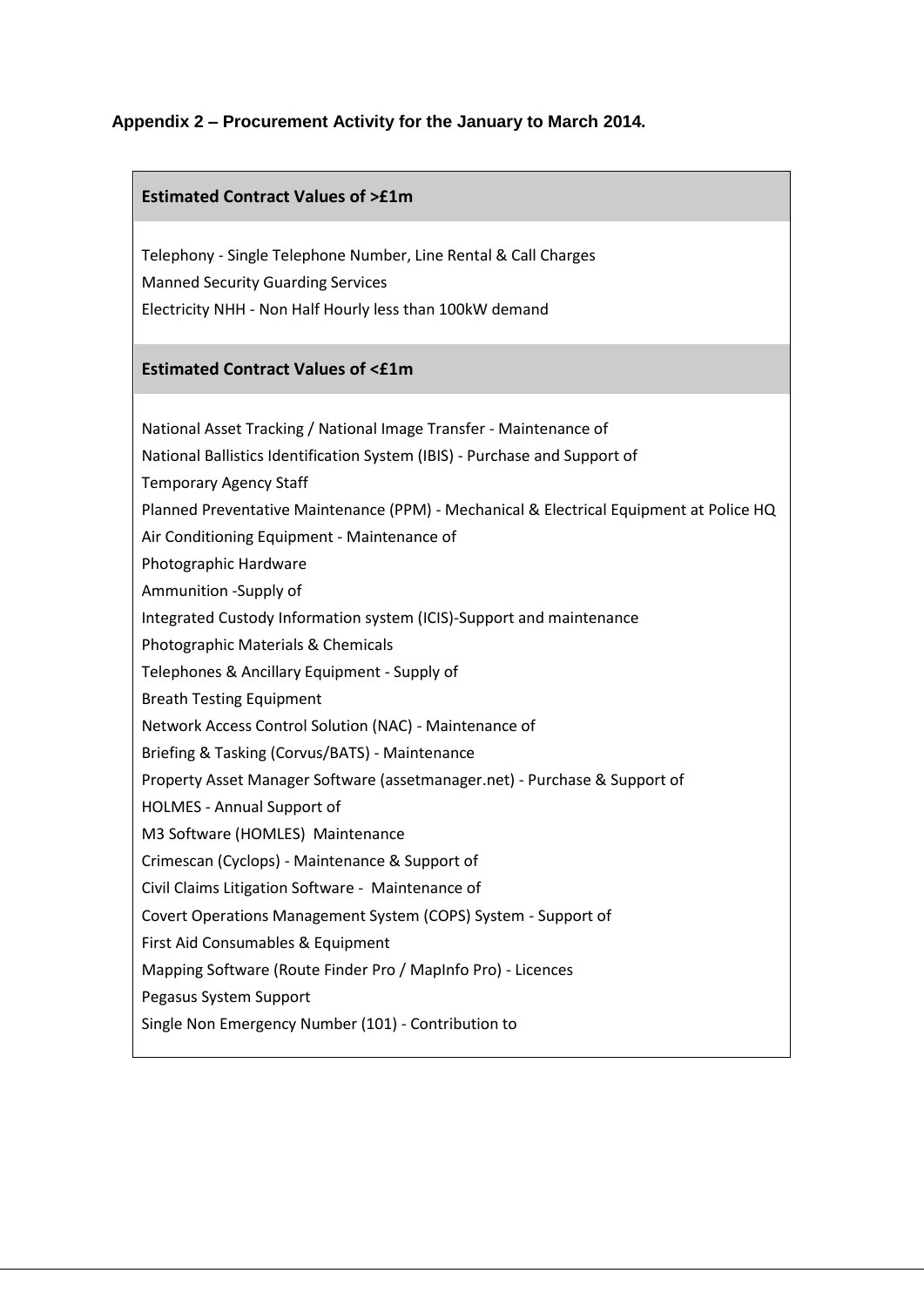**Appendix 2 – Procurement Activity for the January to March 2014.**

**Estimated Contract Values of >£1m**

Telephony - Single Telephone Number, Line Rental & Call Charges
Manned Security Guarding Services
Electricity NHH - Non Half Hourly less than 100kW demand

**Estimated Contract Values of <£1m**

National Asset Tracking / National Image Transfer - Maintenance of
National Ballistics Identification System (IBIS) - Purchase and Support of
Temporary Agency Staff
Planned Preventative Maintenance (PPM) - Mechanical & Electrical Equipment at Police HQ
Air Conditioning Equipment - Maintenance of
Photographic Hardware
Ammunition -Supply of
Integrated Custody Information system (ICIS)-Support and maintenance
Photographic Materials & Chemicals
Telephones & Ancillary Equipment - Supply of
Breath Testing Equipment
Network Access Control Solution (NAC) - Maintenance of
Briefing & Tasking (Corvus/BATS) - Maintenance
Property Asset Manager Software (assetmanager.net) - Purchase & Support of
HOLMES - Annual Support of
M3 Software (HOMLES) Maintenance
Crimescan (Cyclops) - Maintenance & Support of
Civil Claims Litigation Software - Maintenance of
Covert Operations Management System (COPS) System - Support of
First Aid Consumables & Equipment
Mapping Software (Route Finder Pro / MapInfo Pro) - Licences
Pegasus System Support
Single Non Emergency Number (101) - Contribution to